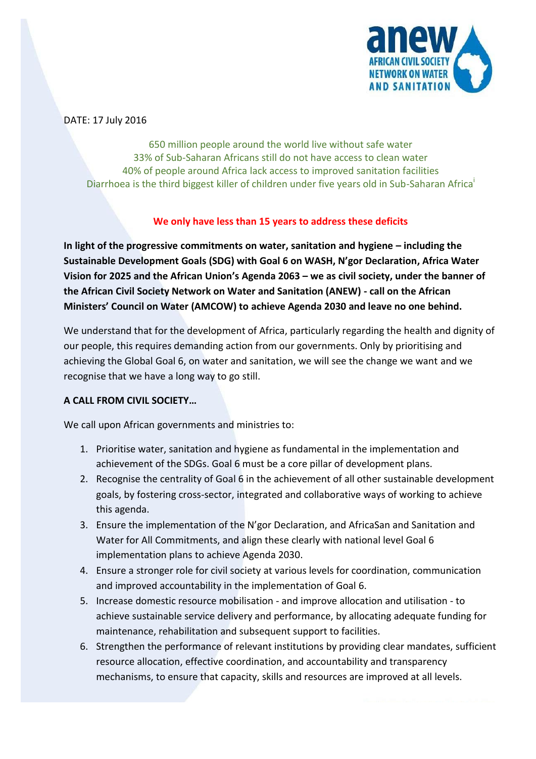anew
AFRICAN CIVIL SOCIETY NETWORK ON WATER AND SANITATION

DATE: 17 July 2016

650 million people around the world live without safe water
33% of Sub-Saharan Africans still do not have access to clean water
40% of people around Africa lack access to improved sanitation facilities
Diarrhoea is the third biggest killer of children under five years old in Sub-Saharan Africa[i]

**We only have less than 15 years to address these deficits**

**In light of the progressive commitments on water, sanitation and hygiene – including the Sustainable Development Goals (SDG) with Goal 6 on WASH, N'gor Declaration, Africa Water Vision for 2025 and the African Union's Agenda 2063 – we as civil society, under the banner of the African Civil Society Network on Water and Sanitation (ANEW) - call on the African Ministers' Council on Water (AMCOW) to achieve Agenda 2030 and leave no one behind.**

We understand that for the development of Africa, particularly regarding the health and dignity of our people, this requires demanding action from our governments. Only by prioritising and achieving the Global Goal 6, on water and sanitation, we will see the change we want and we recognise that we have a long way to go still.

**A CALL FROM CIVIL SOCIETY…**

We call upon African governments and ministries to:

1. Prioritise water, sanitation and hygiene as fundamental in the implementation and achievement of the SDGs. Goal 6 must be a core pillar of development plans.
2. Recognise the centrality of Goal 6 in the achievement of all other sustainable development goals, by fostering cross-sector, integrated and collaborative ways of working to achieve this agenda.
3. Ensure the implementation of the N'gor Declaration, and AfricaSan and Sanitation and Water for All Commitments, and align these clearly with national level Goal 6 implementation plans to achieve Agenda 2030.
4. Ensure a stronger role for civil society at various levels for coordination, communication and improved accountability in the implementation of Goal 6.
5. Increase domestic resource mobilisation - and improve allocation and utilisation - to achieve sustainable service delivery and performance, by allocating adequate funding for maintenance, rehabilitation and subsequent support to facilities.
6. Strengthen the performance of relevant institutions by providing clear mandates, sufficient resource allocation, effective coordination, and accountability and transparency mechanisms, to ensure that capacity, skills and resources are improved at all levels.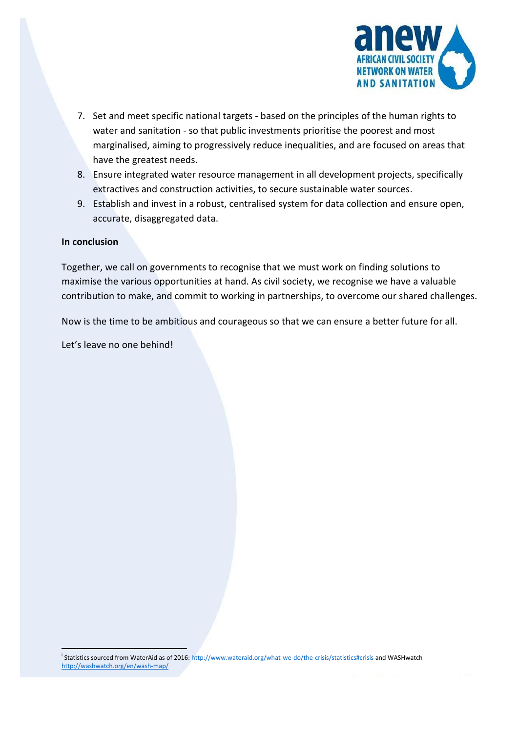7. Set and meet specific national targets - based on the principles of the human rights to water and sanitation - so that public investments prioritise the poorest and most marginalised, aiming to progressively reduce inequalities, and are focused on areas that have the greatest needs.
8. Ensure integrated water resource management in all development projects, specifically extractives and construction activities, to secure sustainable water sources.
9. Establish and invest in a robust, centralised system for data collection and ensure open, accurate, disaggregated data.

**In conclusion**

Together, we call on governments to recognise that we must work on finding solutions to maximise the various opportunities at hand. As civil society, we recognise we have a valuable contribution to make, and commit to working in partnerships, to overcome our shared challenges.

Now is the time to be ambitious and courageous so that we can ensure a better future for all.

Let's leave no one behind!

---

[i] Statistics sourced from WaterAid as of 2016: http://www.wateraid.org/what-we-do/the-crisis/statistics#crisis and WASHwatch http://washwatch.org/en/wash-map/